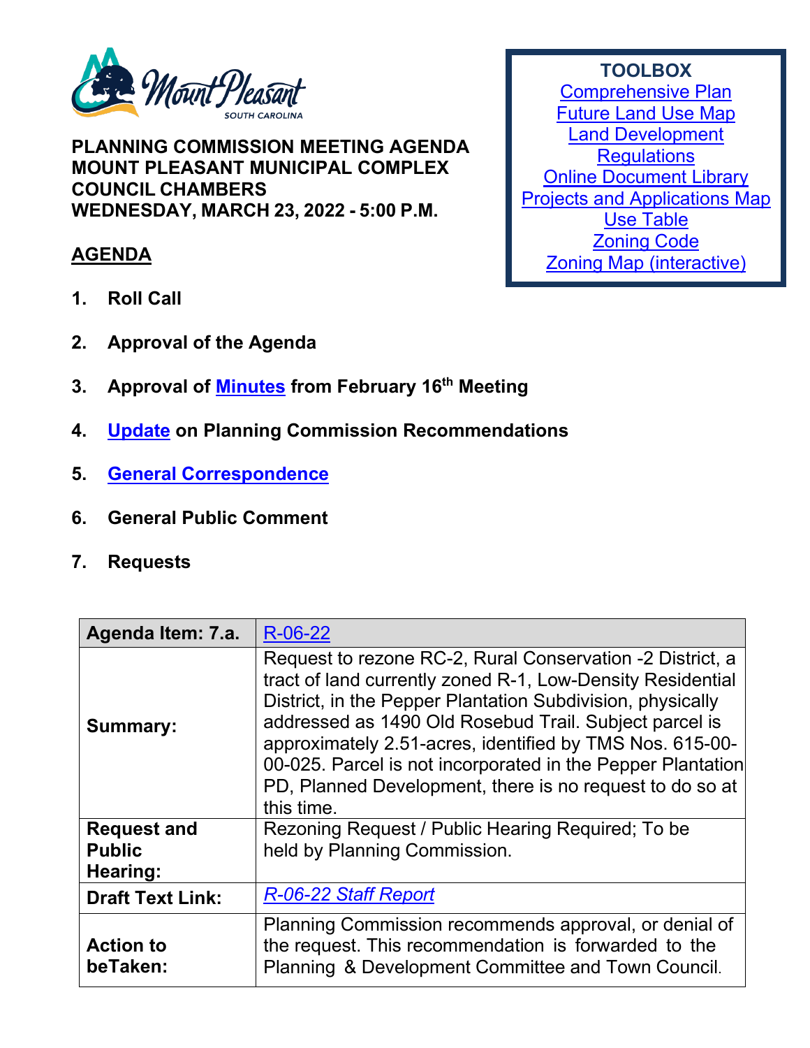Mount Pleasant SOUTH CAROLINA

**PLANNING COMMISSION MEETING AGENDA**
**MOUNT PLEASANT MUNICIPAL COMPLEX**
**COUNCIL CHAMBERS**
**WEDNESDAY, MARCH 23, 2022 - 5:00 P.M.**

**TOOLBOX**
Comprehensive Plan
Future Land Use Map
Land Development Regulations
Online Document Library
Projects and Applications Map
Use Table
Zoning Code
Zoning Map (interactive)

## AGENDA

1. **Roll Call**

2. **Approval of the Agenda**

3. **Approval of Minutes from February 16th Meeting**

4. **Update on Planning Commission Recommendations**

5. **General Correspondence**

6. **General Public Comment**

7. **Requests**

| **Agenda Item: 7.a.** | R-06-22 |
|---|---|
| **Summary:** | Request to rezone RC-2, Rural Conservation -2 District, a tract of land currently zoned R-1, Low-Density Residential District, in the Pepper Plantation Subdivision, physically addressed as 1490 Old Rosebud Trail. Subject parcel is approximately 2.51-acres, identified by TMS Nos. 615-00-00-025. Parcel is not incorporated in the Pepper Plantation PD, Planned Development, there is no request to do so at this time. |
| **Request and Public Hearing:** | Rezoning Request / Public Hearing Required; To be held by Planning Commission. |
| **Draft Text Link:** | *R-06-22 Staff Report* |
| **Action to beTaken:** | Planning Commission recommends approval, or denial of the request. This recommendation is forwarded to the Planning & Development Committee and Town Council. |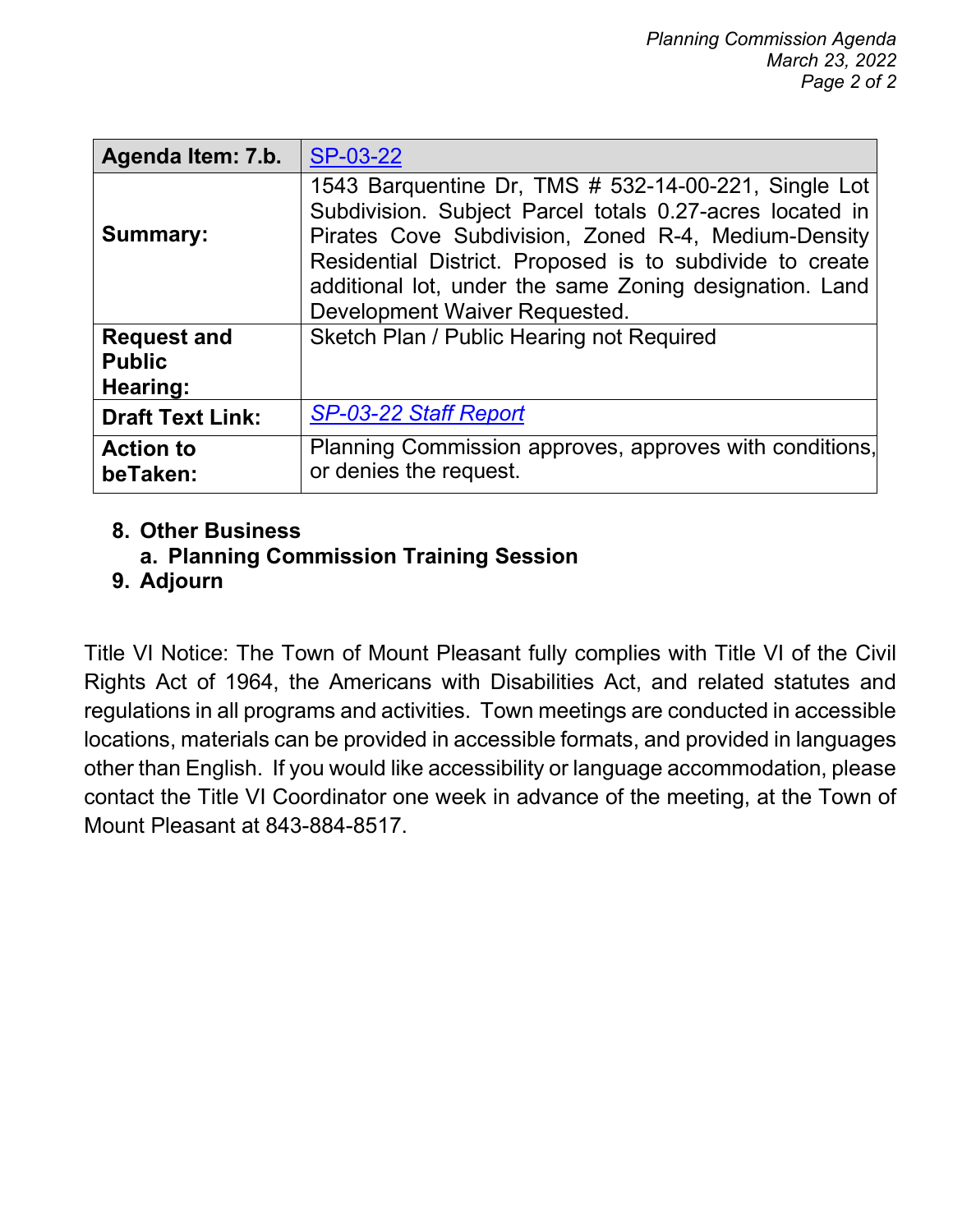| Agenda Item: 7.b. | SP-03-22 |
| --- | --- |
| **Summary:** | 1543 Barquentine Dr, TMS # 532-14-00-221, Single Lot Subdivision. Subject Parcel totals 0.27-acres located in Pirates Cove Subdivision, Zoned R-4, Medium-Density Residential District. Proposed is to subdivide to create additional lot, under the same Zoning designation. Land Development Waiver Requested. |
| **Request and Public Hearing:** | Sketch Plan / Public Hearing not Required |
| **Draft Text Link:** | *SP-03-22 Staff Report* |
| **Action to beTaken:** | Planning Commission approves, approves with conditions, or denies the request. |

8. **Other Business**
   a. **Planning Commission Training Session**
9. **Adjourn**

Title VI Notice: The Town of Mount Pleasant fully complies with Title VI of the Civil Rights Act of 1964, the Americans with Disabilities Act, and related statutes and regulations in all programs and activities. Town meetings are conducted in accessible locations, materials can be provided in accessible formats, and provided in languages other than English. If you would like accessibility or language accommodation, please contact the Title VI Coordinator one week in advance of the meeting, at the Town of Mount Pleasant at 843-884-8517.